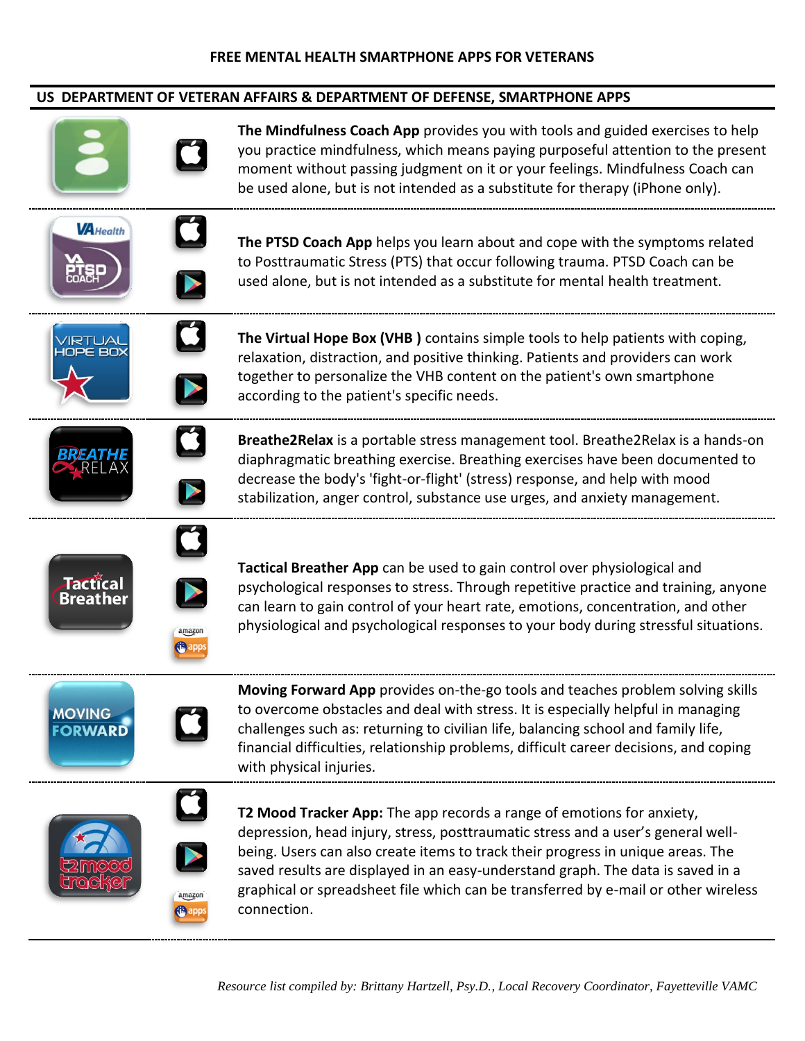# FREE MENTAL HEALTH SMARTPHONE APPS FOR VETERANS

## US DEPARTMENT OF VETERAN AFFAIRS & DEPARTMENT OF DEFENSE, SMARTPHONE APPS

**The Mindfulness Coach App** provides you with tools and guided exercises to help you practice mindfulness, which means paying purposeful attention to the present moment without passing judgment on it or your feelings. Mindfulness Coach can be used alone, but is not intended as a substitute for therapy (iPhone only).

---

**The PTSD Coach App** helps you learn about and cope with the symptoms related to Posttraumatic Stress (PTS) that occur following trauma. PTSD Coach can be used alone, but is not intended as a substitute for mental health treatment.

---

**The Virtual Hope Box (VHB )** contains simple tools to help patients with coping, relaxation, distraction, and positive thinking. Patients and providers can work together to personalize the VHB content on the patient's own smartphone according to the patient's specific needs.

---

**Breathe2Relax** is a portable stress management tool. Breathe2Relax is a hands-on diaphragmatic breathing exercise. Breathing exercises have been documented to decrease the body's 'fight-or-flight' (stress) response, and help with mood stabilization, anger control, substance use urges, and anxiety management.

---

**Tactical Breather App** can be used to gain control over physiological and psychological responses to stress. Through repetitive practice and training, anyone can learn to gain control of your heart rate, emotions, concentration, and other physiological and psychological responses to your body during stressful situations.

---

**Moving Forward App** provides on-the-go tools and teaches problem solving skills to overcome obstacles and deal with stress. It is especially helpful in managing challenges such as: returning to civilian life, balancing school and family life, financial difficulties, relationship problems, difficult career decisions, and coping with physical injuries.

---

**T2 Mood Tracker App:** The app records a range of emotions for anxiety, depression, head injury, stress, posttraumatic stress and a user's general well-being. Users can also create items to track their progress in unique areas. The saved results are displayed in an easy-understand graph. The data is saved in a graphical or spreadsheet file which can be transferred by e-mail or other wireless connection.

---

*Resource list compiled by: Brittany Hartzell, Psy.D., Local Recovery Coordinator, Fayetteville VAMC*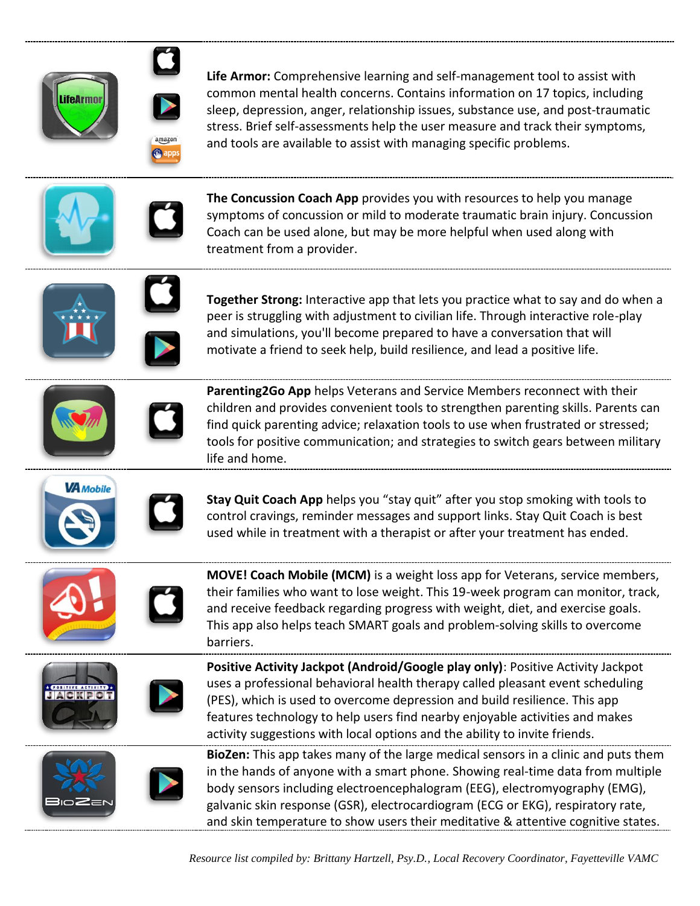**Life Armor:** Comprehensive learning and self-management tool to assist with common mental health concerns. Contains information on 17 topics, including sleep, depression, anger, relationship issues, substance use, and post-traumatic stress. Brief self-assessments help the user measure and track their symptoms, and tools are available to assist with managing specific problems.

**The Concussion Coach App** provides you with resources to help you manage symptoms of concussion or mild to moderate traumatic brain injury. Concussion Coach can be used alone, but may be more helpful when used along with treatment from a provider.

**Together Strong:** Interactive app that lets you practice what to say and do when a peer is struggling with adjustment to civilian life. Through interactive role-play and simulations, you'll become prepared to have a conversation that will motivate a friend to seek help, build resilience, and lead a positive life.

**Parenting2Go App** helps Veterans and Service Members reconnect with their children and provides convenient tools to strengthen parenting skills. Parents can find quick parenting advice; relaxation tools to use when frustrated or stressed; tools for positive communication; and strategies to switch gears between military life and home.

**Stay Quit Coach App** helps you "stay quit" after you stop smoking with tools to control cravings, reminder messages and support links. Stay Quit Coach is best used while in treatment with a therapist or after your treatment has ended.

**MOVE! Coach Mobile (MCM)** is a weight loss app for Veterans, service members, their families who want to lose weight. This 19-week program can monitor, track, and receive feedback regarding progress with weight, diet, and exercise goals. This app also helps teach SMART goals and problem-solving skills to overcome barriers.

**Positive Activity Jackpot (Android/Google play only)**: Positive Activity Jackpot uses a professional behavioral health therapy called pleasant event scheduling (PES), which is used to overcome depression and build resilience. This app features technology to help users find nearby enjoyable activities and makes activity suggestions with local options and the ability to invite friends.

**BioZen:** This app takes many of the large medical sensors in a clinic and puts them in the hands of anyone with a smart phone. Showing real-time data from multiple body sensors including electroencephalogram (EEG), electromyography (EMG), galvanic skin response (GSR), electrocardiogram (ECG or EKG), respiratory rate, and skin temperature to show users their meditative & attentive cognitive states.

*Resource list compiled by: Brittany Hartzell, Psy.D., Local Recovery Coordinator, Fayetteville VAMC*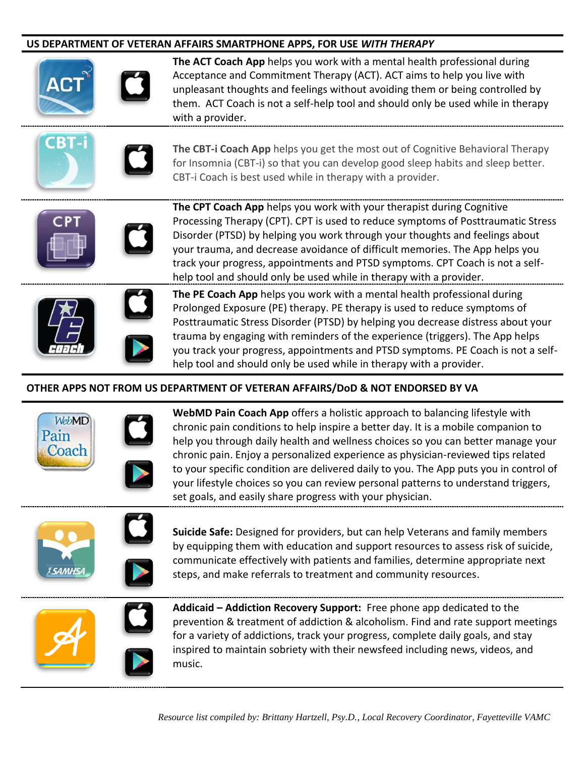## US DEPARTMENT OF VETERAN AFFAIRS SMARTPHONE APPS, FOR USE *WITH THERAPY*

**The ACT Coach App** helps you work with a mental health professional during Acceptance and Commitment Therapy (ACT). ACT aims to help you live with unpleasant thoughts and feelings without avoiding them or being controlled by them. ACT Coach is not a self-help tool and should only be used while in therapy with a provider.

**The CBT-i Coach App** helps you get the most out of Cognitive Behavioral Therapy for Insomnia (CBT-i) so that you can develop good sleep habits and sleep better. CBT-i Coach is best used while in therapy with a provider.

**The CPT Coach App** helps you work with your therapist during Cognitive Processing Therapy (CPT). CPT is used to reduce symptoms of Posttraumatic Stress Disorder (PTSD) by helping you work through your thoughts and feelings about your trauma, and decrease avoidance of difficult memories. The App helps you track your progress, appointments and PTSD symptoms. CPT Coach is not a self-help tool and should only be used while in therapy with a provider.

**The PE Coach App** helps you work with a mental health professional during Prolonged Exposure (PE) therapy. PE therapy is used to reduce symptoms of Posttraumatic Stress Disorder (PTSD) by helping you decrease distress about your trauma by engaging with reminders of the experience (triggers). The App helps you track your progress, appointments and PTSD symptoms. PE Coach is not a self-help tool and should only be used while in therapy with a provider.

## OTHER APPS NOT FROM US DEPARTMENT OF VETERAN AFFAIRS/DoD & NOT ENDORSED BY VA

**WebMD Pain Coach App** offers a holistic approach to balancing lifestyle with chronic pain conditions to help inspire a better day. It is a mobile companion to help you through daily health and wellness choices so you can better manage your chronic pain. Enjoy a personalized experience as physician-reviewed tips related to your specific condition are delivered daily to you. The App puts you in control of your lifestyle choices so you can review personal patterns to understand triggers, set goals, and easily share progress with your physician.

**Suicide Safe:** Designed for providers, but can help Veterans and family members by equipping them with education and support resources to assess risk of suicide, communicate effectively with patients and families, determine appropriate next steps, and make referrals to treatment and community resources.

**Addicaid – Addiction Recovery Support:** Free phone app dedicated to the prevention & treatment of addiction & alcoholism. Find and rate support meetings for a variety of addictions, track your progress, complete daily goals, and stay inspired to maintain sobriety with their newsfeed including news, videos, and music.

*Resource list compiled by: Brittany Hartzell, Psy.D., Local Recovery Coordinator, Fayetteville VAMC*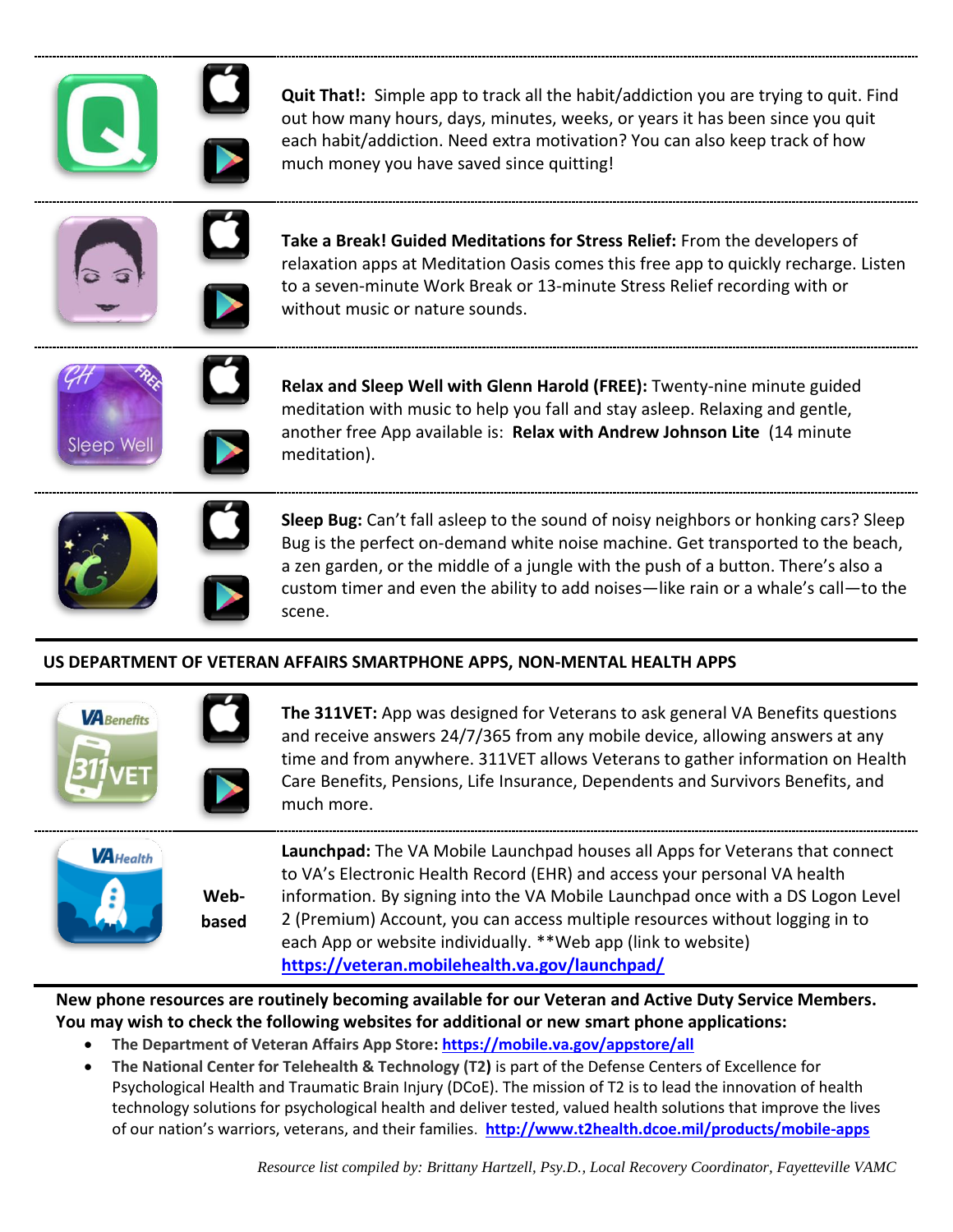**Quit That!:** Simple app to track all the habit/addiction you are trying to quit. Find out how many hours, days, minutes, weeks, or years it has been since you quit each habit/addiction. Need extra motivation? You can also keep track of how much money you have saved since quitting!

**Take a Break! Guided Meditations for Stress Relief:** From the developers of relaxation apps at Meditation Oasis comes this free app to quickly recharge. Listen to a seven-minute Work Break or 13-minute Stress Relief recording with or without music or nature sounds.

**Relax and Sleep Well with Glenn Harold (FREE):** Twenty-nine minute guided meditation with music to help you fall and stay asleep. Relaxing and gentle, another free App available is: **Relax with Andrew Johnson Lite** (14 minute meditation).

**Sleep Bug:** Can't fall asleep to the sound of noisy neighbors or honking cars? Sleep Bug is the perfect on-demand white noise machine. Get transported to the beach, a zen garden, or the middle of a jungle with the push of a button. There's also a custom timer and even the ability to add noises—like rain or a whale's call—to the scene.

## US DEPARTMENT OF VETERAN AFFAIRS SMARTPHONE APPS, NON-MENTAL HEALTH APPS

**The 311VET:** App was designed for Veterans to ask general VA Benefits questions and receive answers 24/7/365 from any mobile device, allowing answers at any time and from anywhere. 311VET allows Veterans to gather information on Health Care Benefits, Pensions, Life Insurance, Dependents and Survivors Benefits, and much more.

Web-based

**Launchpad:** The VA Mobile Launchpad houses all Apps for Veterans that connect to VA's Electronic Health Record (EHR) and access your personal VA health information. By signing into the VA Mobile Launchpad once with a DS Logon Level 2 (Premium) Account, you can access multiple resources without logging in to each App or website individually. **Web app (link to website) https://veteran.mobilehealth.va.gov/launchpad/

**New phone resources are routinely becoming available for our Veteran and Active Duty Service Members. You may wish to check the following websites for additional or new smart phone applications:**

- **The Department of Veteran Affairs App Store: https://mobile.va.gov/appstore/all**
- **The National Center for Telehealth & Technology (T2)** is part of the Defense Centers of Excellence for Psychological Health and Traumatic Brain Injury (DCoE). The mission of T2 is to lead the innovation of health technology solutions for psychological health and deliver tested, valued health solutions that improve the lives of our nation's warriors, veterans, and their families. **http://www.t2health.dcoe.mil/products/mobile-apps**

*Resource list compiled by: Brittany Hartzell, Psy.D., Local Recovery Coordinator, Fayetteville VAMC*